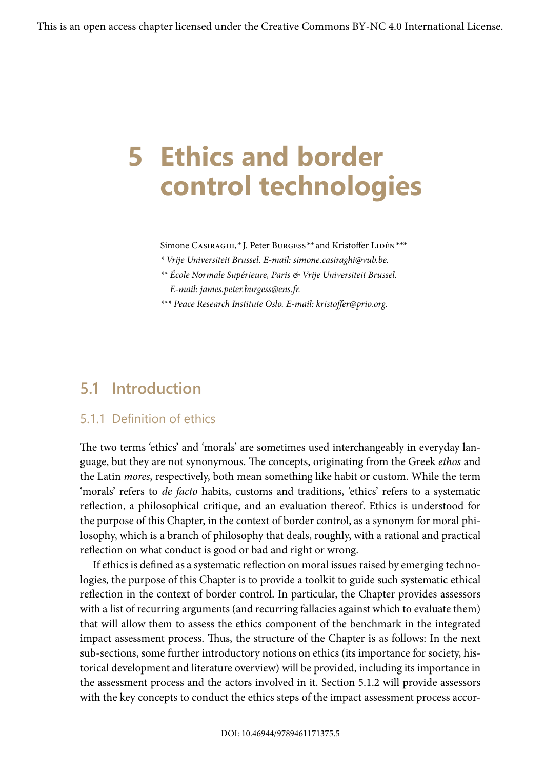This is an open access chapter licensed under the Creative Commons BY-NC 4.0 International License.

# 5 Ethics and border control technologies

Simone Casiraghi,* J. Peter Burgess** and Kristoffer Lidén***

\* *Vrije Universiteit Brussel. E-mail: simone.casiraghi@vub.be.*

\*\* *École Normale Supérieure, Paris & Vrije Universiteit Brussel. E-mail: james.peter.burgess@ens.fr.*

\*\*\* *Peace Research Institute Oslo. E-mail: kristoffer@prio.org.*

## 5.1 Introduction

### 5.1.1 Definition of ethics

The two terms 'ethics' and 'morals' are sometimes used interchangeably in everyday language, but they are not synonymous. The concepts, originating from the Greek *ethos* and the Latin *mores*, respectively, both mean something like habit or custom. While the term 'morals' refers to *de facto* habits, customs and traditions, 'ethics' refers to a systematic reflection, a philosophical critique, and an evaluation thereof. Ethics is understood for the purpose of this Chapter, in the context of border control, as a synonym for moral philosophy, which is a branch of philosophy that deals, roughly, with a rational and practical reflection on what conduct is good or bad and right or wrong.

If ethics is defined as a systematic reflection on moral issues raised by emerging technologies, the purpose of this Chapter is to provide a toolkit to guide such systematic ethical reflection in the context of border control. In particular, the Chapter provides assessors with a list of recurring arguments (and recurring fallacies against which to evaluate them) that will allow them to assess the ethics component of the benchmark in the integrated impact assessment process. Thus, the structure of the Chapter is as follows: In the next sub-sections, some further introductory notions on ethics (its importance for society, historical development and literature overview) will be provided, including its importance in the assessment process and the actors involved in it. Section 5.1.2 will provide assessors with the key concepts to conduct the ethics steps of the impact assessment process accor-

DOI: 10.46944/9789461171375.5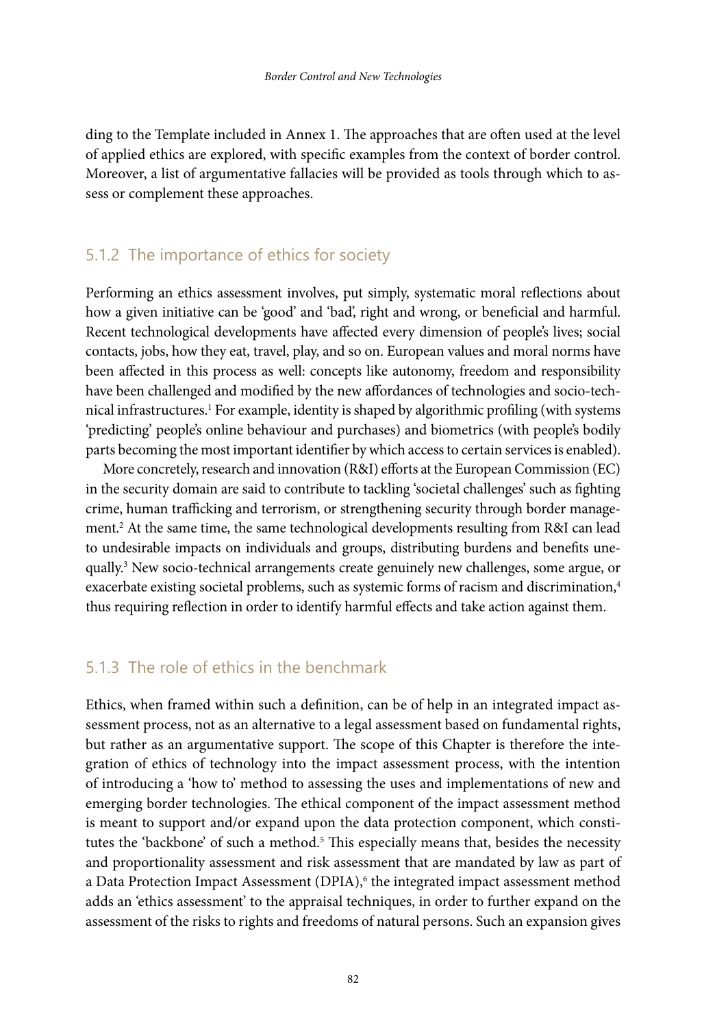ding to the Template included in Annex 1. The approaches that are often used at the level of applied ethics are explored, with specific examples from the context of border control. Moreover, a list of argumentative fallacies will be provided as tools through which to assess or complement these approaches.

### 5.1.2 The importance of ethics for society

Performing an ethics assessment involves, put simply, systematic moral reflections about how a given initiative can be 'good' and 'bad', right and wrong, or beneficial and harmful. Recent technological developments have affected every dimension of people's lives; social contacts, jobs, how they eat, travel, play, and so on. European values and moral norms have been affected in this process as well: concepts like autonomy, freedom and responsibility have been challenged and modified by the new affordances of technologies and socio-technical infrastructures.[1] For example, identity is shaped by algorithmic profiling (with systems 'predicting' people's online behaviour and purchases) and biometrics (with people's bodily parts becoming the most important identifier by which access to certain services is enabled).

More concretely, research and innovation (R&I) efforts at the European Commission (EC) in the security domain are said to contribute to tackling 'societal challenges' such as fighting crime, human trafficking and terrorism, or strengthening security through border management.[2] At the same time, the same technological developments resulting from R&I can lead to undesirable impacts on individuals and groups, distributing burdens and benefits unequally.[3] New socio-technical arrangements create genuinely new challenges, some argue, or exacerbate existing societal problems, such as systemic forms of racism and discrimination,[4] thus requiring reflection in order to identify harmful effects and take action against them.

### 5.1.3 The role of ethics in the benchmark

Ethics, when framed within such a definition, can be of help in an integrated impact assessment process, not as an alternative to a legal assessment based on fundamental rights, but rather as an argumentative support. The scope of this Chapter is therefore the integration of ethics of technology into the impact assessment process, with the intention of introducing a 'how to' method to assessing the uses and implementations of new and emerging border technologies. The ethical component of the impact assessment method is meant to support and/or expand upon the data protection component, which constitutes the 'backbone' of such a method.[5] This especially means that, besides the necessity and proportionality assessment and risk assessment that are mandated by law as part of a Data Protection Impact Assessment (DPIA),[6] the integrated impact assessment method adds an 'ethics assessment' to the appraisal techniques, in order to further expand on the assessment of the risks to rights and freedoms of natural persons. Such an expansion gives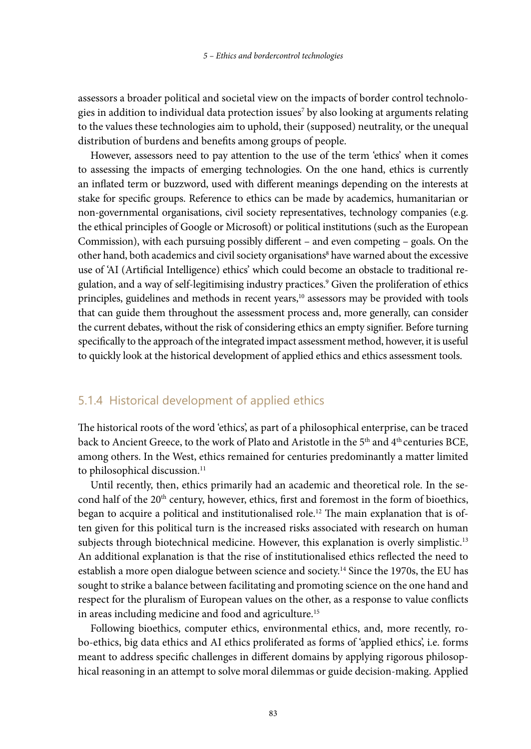assessors a broader political and societal view on the impacts of border control technologies in addition to individual data protection issues[7] by also looking at arguments relating to the values these technologies aim to uphold, their (supposed) neutrality, or the unequal distribution of burdens and benefits among groups of people.

However, assessors need to pay attention to the use of the term 'ethics' when it comes to assessing the impacts of emerging technologies. On the one hand, ethics is currently an inflated term or buzzword, used with different meanings depending on the interests at stake for specific groups. Reference to ethics can be made by academics, humanitarian or non-governmental organisations, civil society representatives, technology companies (e.g. the ethical principles of Google or Microsoft) or political institutions (such as the European Commission), with each pursuing possibly different – and even competing – goals. On the other hand, both academics and civil society organisations[8] have warned about the excessive use of 'AI (Artificial Intelligence) ethics' which could become an obstacle to traditional regulation, and a way of self-legitimising industry practices.[9] Given the proliferation of ethics principles, guidelines and methods in recent years,[10] assessors may be provided with tools that can guide them throughout the assessment process and, more generally, can consider the current debates, without the risk of considering ethics an empty signifier. Before turning specifically to the approach of the integrated impact assessment method, however, it is useful to quickly look at the historical development of applied ethics and ethics assessment tools.

### 5.1.4 Historical development of applied ethics

The historical roots of the word 'ethics', as part of a philosophical enterprise, can be traced back to Ancient Greece, to the work of Plato and Aristotle in the 5th and 4th centuries BCE, among others. In the West, ethics remained for centuries predominantly a matter limited to philosophical discussion.[11]

Until recently, then, ethics primarily had an academic and theoretical role. In the second half of the 20th century, however, ethics, first and foremost in the form of bioethics, began to acquire a political and institutionalised role.[12] The main explanation that is often given for this political turn is the increased risks associated with research on human subjects through biotechnical medicine. However, this explanation is overly simplistic.[13] An additional explanation is that the rise of institutionalised ethics reflected the need to establish a more open dialogue between science and society.[14] Since the 1970s, the EU has sought to strike a balance between facilitating and promoting science on the one hand and respect for the pluralism of European values on the other, as a response to value conflicts in areas including medicine and food and agriculture.[15]

Following bioethics, computer ethics, environmental ethics, and, more recently, robo-ethics, big data ethics and AI ethics proliferated as forms of 'applied ethics', i.e. forms meant to address specific challenges in different domains by applying rigorous philosophical reasoning in an attempt to solve moral dilemmas or guide decision-making. Applied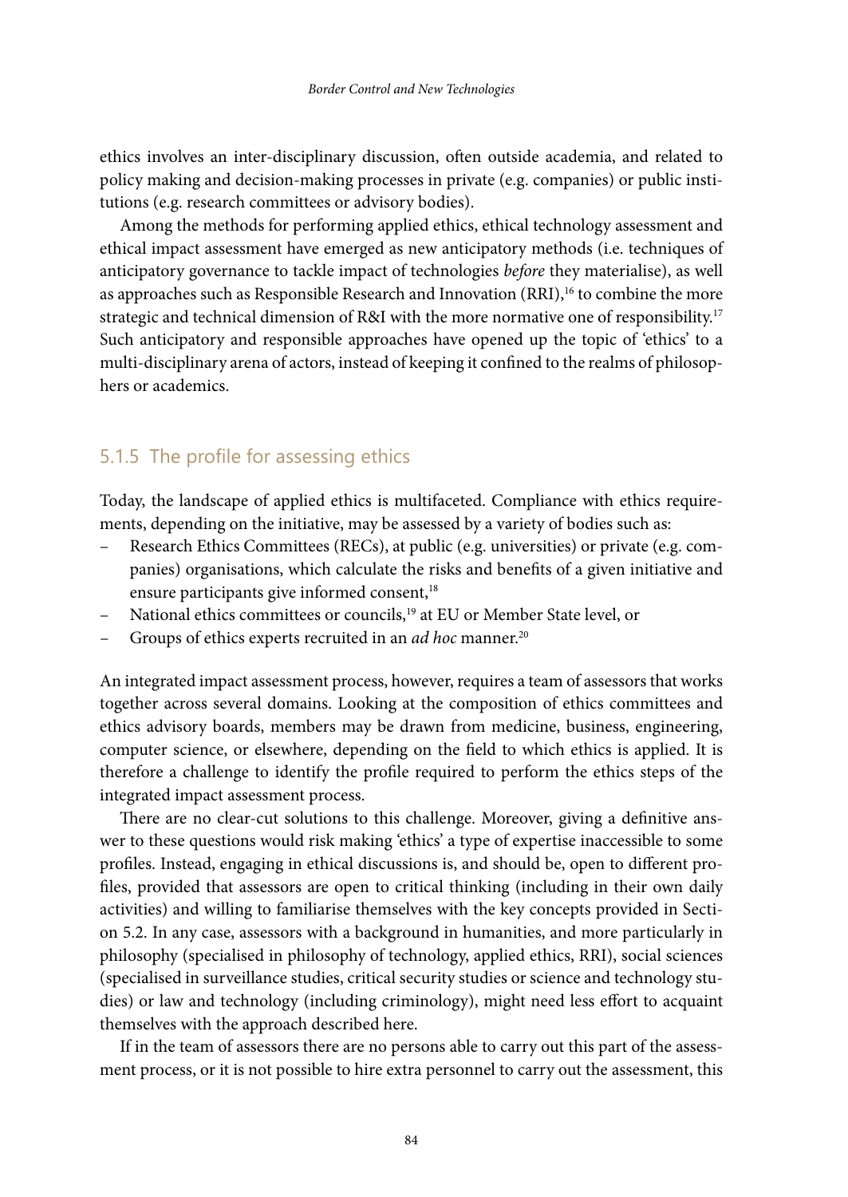ethics involves an inter-disciplinary discussion, often outside academia, and related to policy making and decision-making processes in private (e.g. companies) or public institutions (e.g. research committees or advisory bodies).

Among the methods for performing applied ethics, ethical technology assessment and ethical impact assessment have emerged as new anticipatory methods (i.e. techniques of anticipatory governance to tackle impact of technologies *before* they materialise), as well as approaches such as Responsible Research and Innovation (RRI),[16] to combine the more strategic and technical dimension of R&I with the more normative one of responsibility.[17] Such anticipatory and responsible approaches have opened up the topic of 'ethics' to a multi-disciplinary arena of actors, instead of keeping it confined to the realms of philosophers or academics.

### 5.1.5 The profile for assessing ethics

Today, the landscape of applied ethics is multifaceted. Compliance with ethics requirements, depending on the initiative, may be assessed by a variety of bodies such as:

- Research Ethics Committees (RECs), at public (e.g. universities) or private (e.g. companies) organisations, which calculate the risks and benefits of a given initiative and ensure participants give informed consent,[18]
- National ethics committees or councils,[19] at EU or Member State level, or
- Groups of ethics experts recruited in an *ad hoc* manner.[20]

An integrated impact assessment process, however, requires a team of assessors that works together across several domains. Looking at the composition of ethics committees and ethics advisory boards, members may be drawn from medicine, business, engineering, computer science, or elsewhere, depending on the field to which ethics is applied. It is therefore a challenge to identify the profile required to perform the ethics steps of the integrated impact assessment process.

There are no clear-cut solutions to this challenge. Moreover, giving a definitive answer to these questions would risk making 'ethics' a type of expertise inaccessible to some profiles. Instead, engaging in ethical discussions is, and should be, open to different profiles, provided that assessors are open to critical thinking (including in their own daily activities) and willing to familiarise themselves with the key concepts provided in Section 5.2. In any case, assessors with a background in humanities, and more particularly in philosophy (specialised in philosophy of technology, applied ethics, RRI), social sciences (specialised in surveillance studies, critical security studies or science and technology studies) or law and technology (including criminology), might need less effort to acquaint themselves with the approach described here.

If in the team of assessors there are no persons able to carry out this part of the assessment process, or it is not possible to hire extra personnel to carry out the assessment, this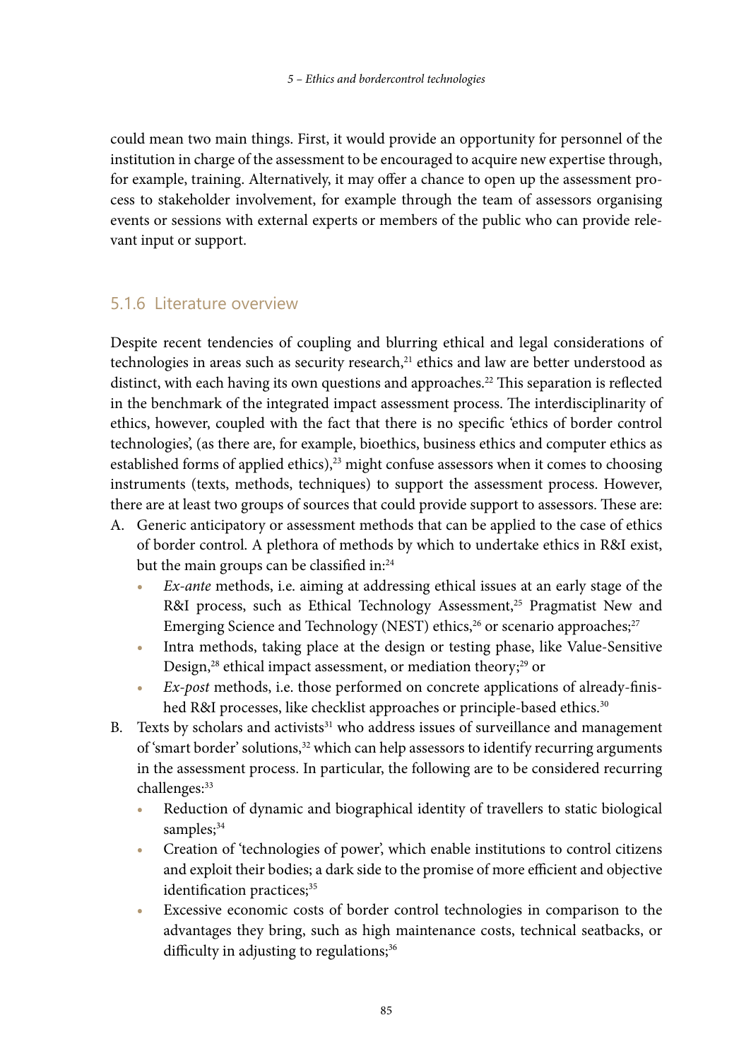could mean two main things. First, it would provide an opportunity for personnel of the institution in charge of the assessment to be encouraged to acquire new expertise through, for example, training. Alternatively, it may offer a chance to open up the assessment process to stakeholder involvement, for example through the team of assessors organising events or sessions with external experts or members of the public who can provide relevant input or support.

### 5.1.6 Literature overview

Despite recent tendencies of coupling and blurring ethical and legal considerations of technologies in areas such as security research,[21] ethics and law are better understood as distinct, with each having its own questions and approaches.[22] This separation is reflected in the benchmark of the integrated impact assessment process. The interdisciplinarity of ethics, however, coupled with the fact that there is no specific 'ethics of border control technologies', (as there are, for example, bioethics, business ethics and computer ethics as established forms of applied ethics),[23] might confuse assessors when it comes to choosing instruments (texts, methods, techniques) to support the assessment process. However, there are at least two groups of sources that could provide support to assessors. These are:

A. Generic anticipatory or assessment methods that can be applied to the case of ethics of border control. A plethora of methods by which to undertake ethics in R&I exist, but the main groups can be classified in:[24]
   - *Ex-ante* methods, i.e. aiming at addressing ethical issues at an early stage of the R&I process, such as Ethical Technology Assessment,[25] Pragmatist New and Emerging Science and Technology (NEST) ethics,[26] or scenario approaches;[27]
   - Intra methods, taking place at the design or testing phase, like Value-Sensitive Design,[28] ethical impact assessment, or mediation theory;[29] or
   - *Ex-post* methods, i.e. those performed on concrete applications of already-finished R&I processes, like checklist approaches or principle-based ethics.[30]

B. Texts by scholars and activists[31] who address issues of surveillance and management of 'smart border' solutions,[32] which can help assessors to identify recurring arguments in the assessment process. In particular, the following are to be considered recurring challenges:[33]
   - Reduction of dynamic and biographical identity of travellers to static biological samples;[34]
   - Creation of 'technologies of power', which enable institutions to control citizens and exploit their bodies; a dark side to the promise of more efficient and objective identification practices;[35]
   - Excessive economic costs of border control technologies in comparison to the advantages they bring, such as high maintenance costs, technical seatbacks, or difficulty in adjusting to regulations;[36]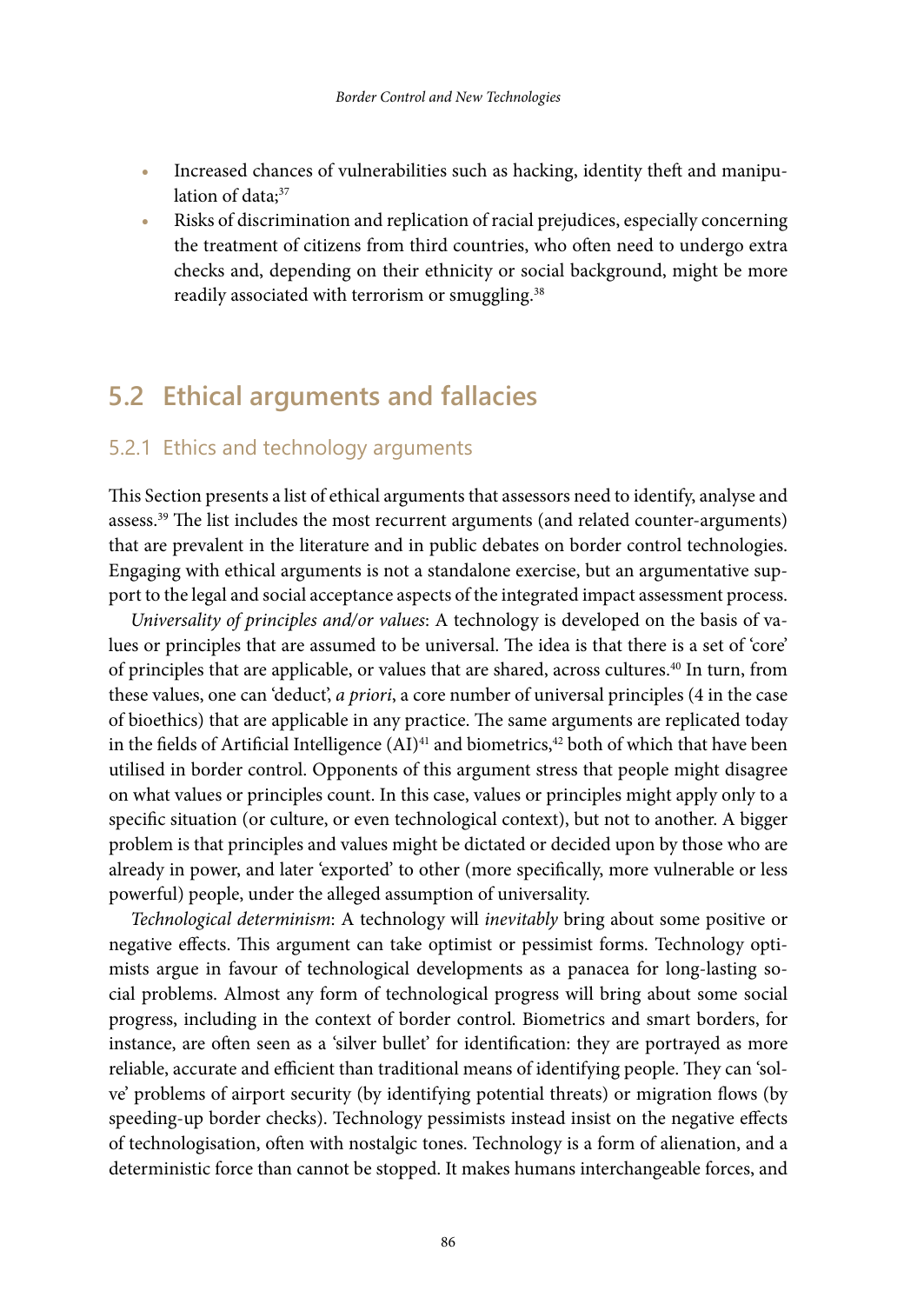- Increased chances of vulnerabilities such as hacking, identity theft and manipulation of data;[37]
- Risks of discrimination and replication of racial prejudices, especially concerning the treatment of citizens from third countries, who often need to undergo extra checks and, depending on their ethnicity or social background, might be more readily associated with terrorism or smuggling.[38]

## 5.2 Ethical arguments and fallacies

### 5.2.1 Ethics and technology arguments

This Section presents a list of ethical arguments that assessors need to identify, analyse and assess.[39] The list includes the most recurrent arguments (and related counter-arguments) that are prevalent in the literature and in public debates on border control technologies. Engaging with ethical arguments is not a standalone exercise, but an argumentative support to the legal and social acceptance aspects of the integrated impact assessment process.

*Universality of principles and/or values*: A technology is developed on the basis of values or principles that are assumed to be universal. The idea is that there is a set of 'core' of principles that are applicable, or values that are shared, across cultures.[40] In turn, from these values, one can 'deduct', *a priori*, a core number of universal principles (4 in the case of bioethics) that are applicable in any practice. The same arguments are replicated today in the fields of Artificial Intelligence (AI)[41] and biometrics,[42] both of which that have been utilised in border control. Opponents of this argument stress that people might disagree on what values or principles count. In this case, values or principles might apply only to a specific situation (or culture, or even technological context), but not to another. A bigger problem is that principles and values might be dictated or decided upon by those who are already in power, and later 'exported' to other (more specifically, more vulnerable or less powerful) people, under the alleged assumption of universality.

*Technological determinism*: A technology will *inevitably* bring about some positive or negative effects. This argument can take optimist or pessimist forms. Technology optimists argue in favour of technological developments as a panacea for long-lasting social problems. Almost any form of technological progress will bring about some social progress, including in the context of border control. Biometrics and smart borders, for instance, are often seen as a 'silver bullet' for identification: they are portrayed as more reliable, accurate and efficient than traditional means of identifying people. They can 'solve' problems of airport security (by identifying potential threats) or migration flows (by speeding-up border checks). Technology pessimists instead insist on the negative effects of technologisation, often with nostalgic tones. Technology is a form of alienation, and a deterministic force than cannot be stopped. It makes humans interchangeable forces, and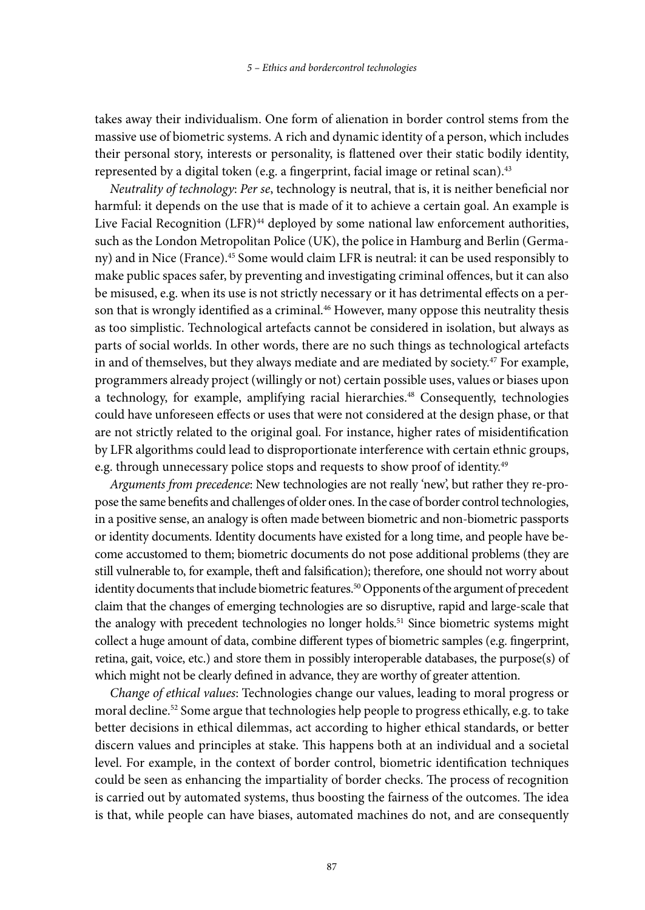takes away their individualism. One form of alienation in border control stems from the massive use of biometric systems. A rich and dynamic identity of a person, which includes their personal story, interests or personality, is flattened over their static bodily identity, represented by a digital token (e.g. a fingerprint, facial image or retinal scan).[43]

*Neutrality of technology*: *Per se*, technology is neutral, that is, it is neither beneficial nor harmful: it depends on the use that is made of it to achieve a certain goal. An example is Live Facial Recognition (LFR)[44] deployed by some national law enforcement authorities, such as the London Metropolitan Police (UK), the police in Hamburg and Berlin (Germany) and in Nice (France).[45] Some would claim LFR is neutral: it can be used responsibly to make public spaces safer, by preventing and investigating criminal offences, but it can also be misused, e.g. when its use is not strictly necessary or it has detrimental effects on a person that is wrongly identified as a criminal.[46] However, many oppose this neutrality thesis as too simplistic. Technological artefacts cannot be considered in isolation, but always as parts of social worlds. In other words, there are no such things as technological artefacts in and of themselves, but they always mediate and are mediated by society.[47] For example, programmers already project (willingly or not) certain possible uses, values or biases upon a technology, for example, amplifying racial hierarchies.[48] Consequently, technologies could have unforeseen effects or uses that were not considered at the design phase, or that are not strictly related to the original goal. For instance, higher rates of misidentification by LFR algorithms could lead to disproportionate interference with certain ethnic groups, e.g. through unnecessary police stops and requests to show proof of identity.[49]

*Arguments from precedence*: New technologies are not really 'new', but rather they re-propose the same benefits and challenges of older ones. In the case of border control technologies, in a positive sense, an analogy is often made between biometric and non-biometric passports or identity documents. Identity documents have existed for a long time, and people have become accustomed to them; biometric documents do not pose additional problems (they are still vulnerable to, for example, theft and falsification); therefore, one should not worry about identity documents that include biometric features.[50] Opponents of the argument of precedent claim that the changes of emerging technologies are so disruptive, rapid and large-scale that the analogy with precedent technologies no longer holds.[51] Since biometric systems might collect a huge amount of data, combine different types of biometric samples (e.g. fingerprint, retina, gait, voice, etc.) and store them in possibly interoperable databases, the purpose(s) of which might not be clearly defined in advance, they are worthy of greater attention.

*Change of ethical values*: Technologies change our values, leading to moral progress or moral decline.[52] Some argue that technologies help people to progress ethically, e.g. to take better decisions in ethical dilemmas, act according to higher ethical standards, or better discern values and principles at stake. This happens both at an individual and a societal level. For example, in the context of border control, biometric identification techniques could be seen as enhancing the impartiality of border checks. The process of recognition is carried out by automated systems, thus boosting the fairness of the outcomes. The idea is that, while people can have biases, automated machines do not, and are consequently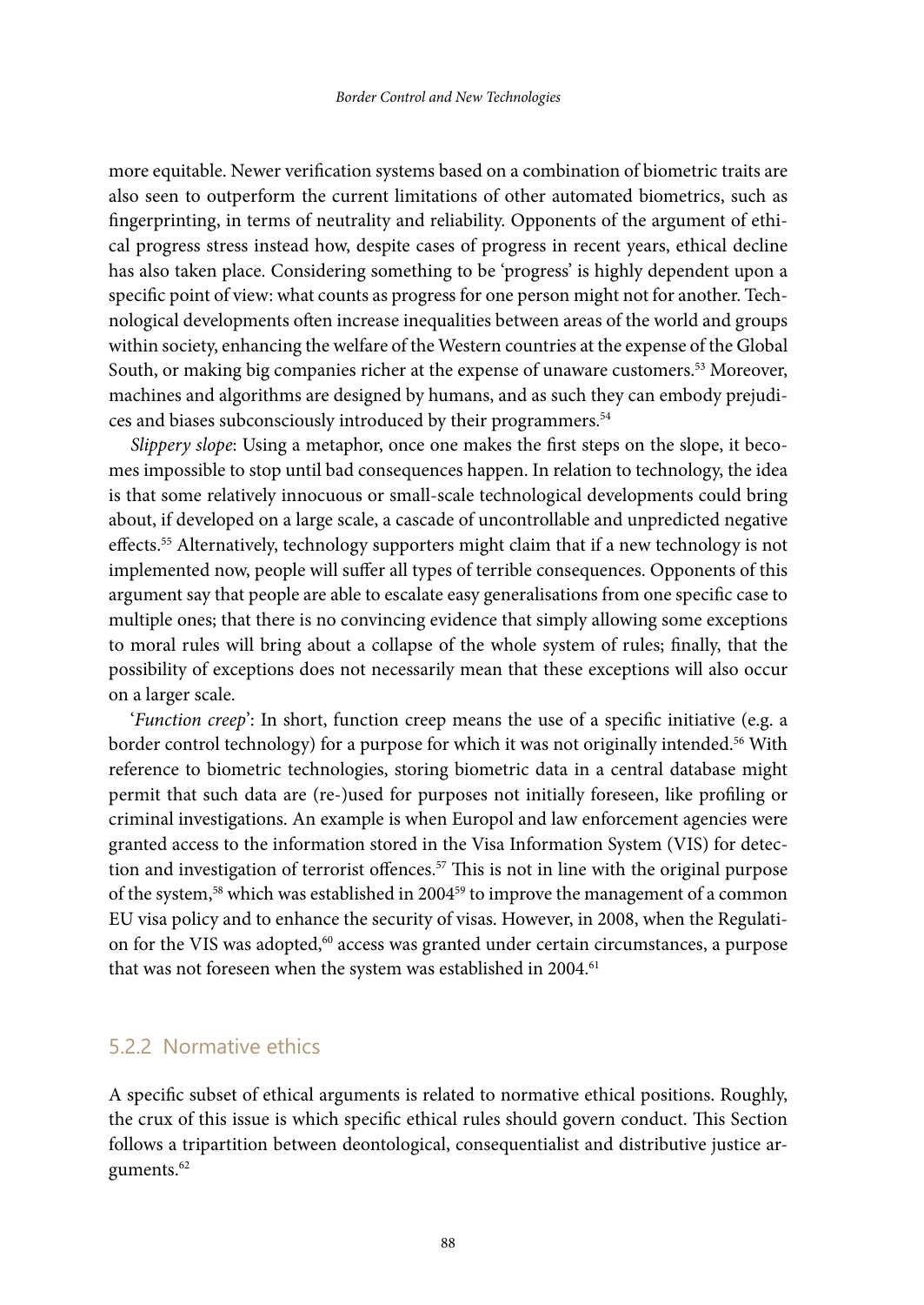more equitable. Newer verification systems based on a combination of biometric traits are also seen to outperform the current limitations of other automated biometrics, such as fingerprinting, in terms of neutrality and reliability. Opponents of the argument of ethical progress stress instead how, despite cases of progress in recent years, ethical decline has also taken place. Considering something to be 'progress' is highly dependent upon a specific point of view: what counts as progress for one person might not for another. Technological developments often increase inequalities between areas of the world and groups within society, enhancing the welfare of the Western countries at the expense of the Global South, or making big companies richer at the expense of unaware customers.[53] Moreover, machines and algorithms are designed by humans, and as such they can embody prejudices and biases subconsciously introduced by their programmers.[54]

*Slippery slope*: Using a metaphor, once one makes the first steps on the slope, it becomes impossible to stop until bad consequences happen. In relation to technology, the idea is that some relatively innocuous or small-scale technological developments could bring about, if developed on a large scale, a cascade of uncontrollable and unpredicted negative effects.[55] Alternatively, technology supporters might claim that if a new technology is not implemented now, people will suffer all types of terrible consequences. Opponents of this argument say that people are able to escalate easy generalisations from one specific case to multiple ones; that there is no convincing evidence that simply allowing some exceptions to moral rules will bring about a collapse of the whole system of rules; finally, that the possibility of exceptions does not necessarily mean that these exceptions will also occur on a larger scale.

'*Function creep*': In short, function creep means the use of a specific initiative (e.g. a border control technology) for a purpose for which it was not originally intended.[56] With reference to biometric technologies, storing biometric data in a central database might permit that such data are (re-)used for purposes not initially foreseen, like profiling or criminal investigations. An example is when Europol and law enforcement agencies were granted access to the information stored in the Visa Information System (VIS) for detection and investigation of terrorist offences.[57] This is not in line with the original purpose of the system,[58] which was established in 2004[59] to improve the management of a common EU visa policy and to enhance the security of visas. However, in 2008, when the Regulation for the VIS was adopted,[60] access was granted under certain circumstances, a purpose that was not foreseen when the system was established in 2004.[61]

### 5.2.2 Normative ethics

A specific subset of ethical arguments is related to normative ethical positions. Roughly, the crux of this issue is which specific ethical rules should govern conduct. This Section follows a tripartition between deontological, consequentialist and distributive justice arguments.[62]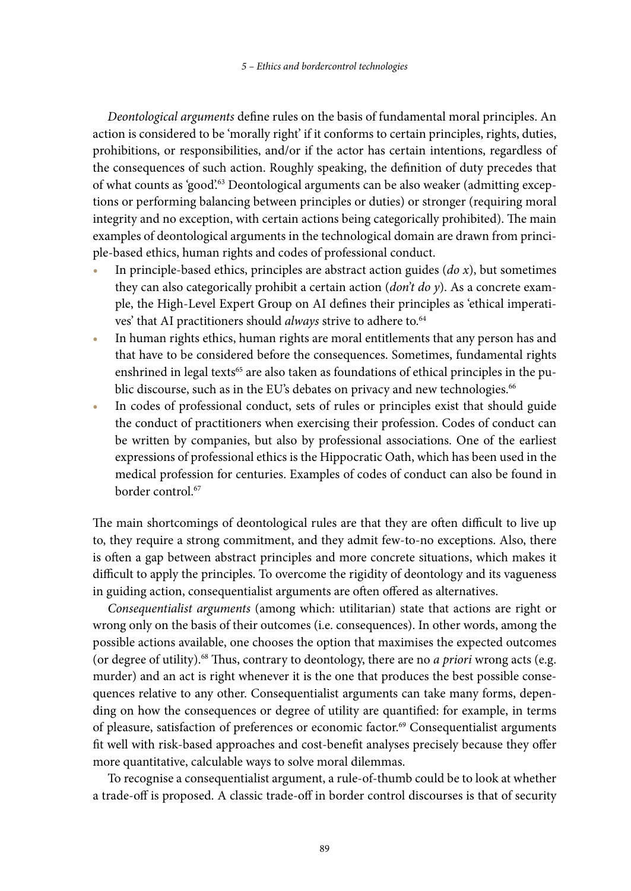*Deontological arguments* define rules on the basis of fundamental moral principles. An action is considered to be 'morally right' if it conforms to certain principles, rights, duties, prohibitions, or responsibilities, and/or if the actor has certain intentions, regardless of the consequences of such action. Roughly speaking, the definition of duty precedes that of what counts as 'good'.[63] Deontological arguments can be also weaker (admitting exceptions or performing balancing between principles or duties) or stronger (requiring moral integrity and no exception, with certain actions being categorically prohibited). The main examples of deontological arguments in the technological domain are drawn from principle-based ethics, human rights and codes of professional conduct.

- In principle-based ethics, principles are abstract action guides (*do x*), but sometimes they can also categorically prohibit a certain action (*don't do y*). As a concrete example, the High-Level Expert Group on AI defines their principles as 'ethical imperatives' that AI practitioners should *always* strive to adhere to.[64]
- In human rights ethics, human rights are moral entitlements that any person has and that have to be considered before the consequences. Sometimes, fundamental rights enshrined in legal texts[65] are also taken as foundations of ethical principles in the public discourse, such as in the EU's debates on privacy and new technologies.[66]
- In codes of professional conduct, sets of rules or principles exist that should guide the conduct of practitioners when exercising their profession. Codes of conduct can be written by companies, but also by professional associations. One of the earliest expressions of professional ethics is the Hippocratic Oath, which has been used in the medical profession for centuries. Examples of codes of conduct can also be found in border control.[67]

The main shortcomings of deontological rules are that they are often difficult to live up to, they require a strong commitment, and they admit few-to-no exceptions. Also, there is often a gap between abstract principles and more concrete situations, which makes it difficult to apply the principles. To overcome the rigidity of deontology and its vagueness in guiding action, consequentialist arguments are often offered as alternatives.

*Consequentialist arguments* (among which: utilitarian) state that actions are right or wrong only on the basis of their outcomes (i.e. consequences). In other words, among the possible actions available, one chooses the option that maximises the expected outcomes (or degree of utility).[68] Thus, contrary to deontology, there are no *a priori* wrong acts (e.g. murder) and an act is right whenever it is the one that produces the best possible consequences relative to any other. Consequentialist arguments can take many forms, depending on how the consequences or degree of utility are quantified: for example, in terms of pleasure, satisfaction of preferences or economic factor.[69] Consequentialist arguments fit well with risk-based approaches and cost-benefit analyses precisely because they offer more quantitative, calculable ways to solve moral dilemmas.

To recognise a consequentialist argument, a rule-of-thumb could be to look at whether a trade-off is proposed. A classic trade-off in border control discourses is that of security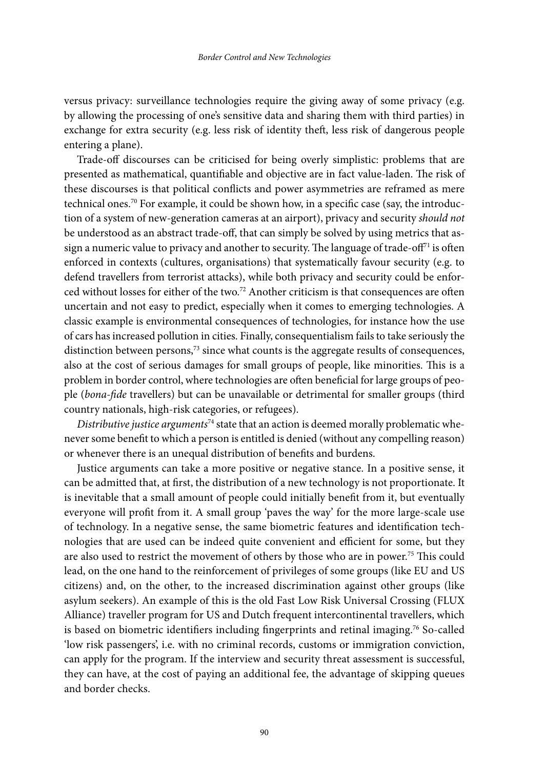versus privacy: surveillance technologies require the giving away of some privacy (e.g. by allowing the processing of one's sensitive data and sharing them with third parties) in exchange for extra security (e.g. less risk of identity theft, less risk of dangerous people entering a plane).

Trade-off discourses can be criticised for being overly simplistic: problems that are presented as mathematical, quantifiable and objective are in fact value-laden. The risk of these discourses is that political conflicts and power asymmetries are reframed as mere technical ones.[70] For example, it could be shown how, in a specific case (say, the introduction of a system of new-generation cameras at an airport), privacy and security *should not* be understood as an abstract trade-off, that can simply be solved by using metrics that assign a numeric value to privacy and another to security. The language of trade-off[71] is often enforced in contexts (cultures, organisations) that systematically favour security (e.g. to defend travellers from terrorist attacks), while both privacy and security could be enforced without losses for either of the two.[72] Another criticism is that consequences are often uncertain and not easy to predict, especially when it comes to emerging technologies. A classic example is environmental consequences of technologies, for instance how the use of cars has increased pollution in cities. Finally, consequentialism fails to take seriously the distinction between persons,[73] since what counts is the aggregate results of consequences, also at the cost of serious damages for small groups of people, like minorities. This is a problem in border control, where technologies are often beneficial for large groups of people (*bona-fide* travellers) but can be unavailable or detrimental for smaller groups (third country nationals, high-risk categories, or refugees).

*Distributive justice arguments*[74] state that an action is deemed morally problematic whenever some benefit to which a person is entitled is denied (without any compelling reason) or whenever there is an unequal distribution of benefits and burdens.

Justice arguments can take a more positive or negative stance. In a positive sense, it can be admitted that, at first, the distribution of a new technology is not proportionate. It is inevitable that a small amount of people could initially benefit from it, but eventually everyone will profit from it. A small group 'paves the way' for the more large-scale use of technology. In a negative sense, the same biometric features and identification technologies that are used can be indeed quite convenient and efficient for some, but they are also used to restrict the movement of others by those who are in power.[75] This could lead, on the one hand to the reinforcement of privileges of some groups (like EU and US citizens) and, on the other, to the increased discrimination against other groups (like asylum seekers). An example of this is the old Fast Low Risk Universal Crossing (FLUX Alliance) traveller program for US and Dutch frequent intercontinental travellers, which is based on biometric identifiers including fingerprints and retinal imaging.[76] So-called 'low risk passengers', i.e. with no criminal records, customs or immigration conviction, can apply for the program. If the interview and security threat assessment is successful, they can have, at the cost of paying an additional fee, the advantage of skipping queues and border checks.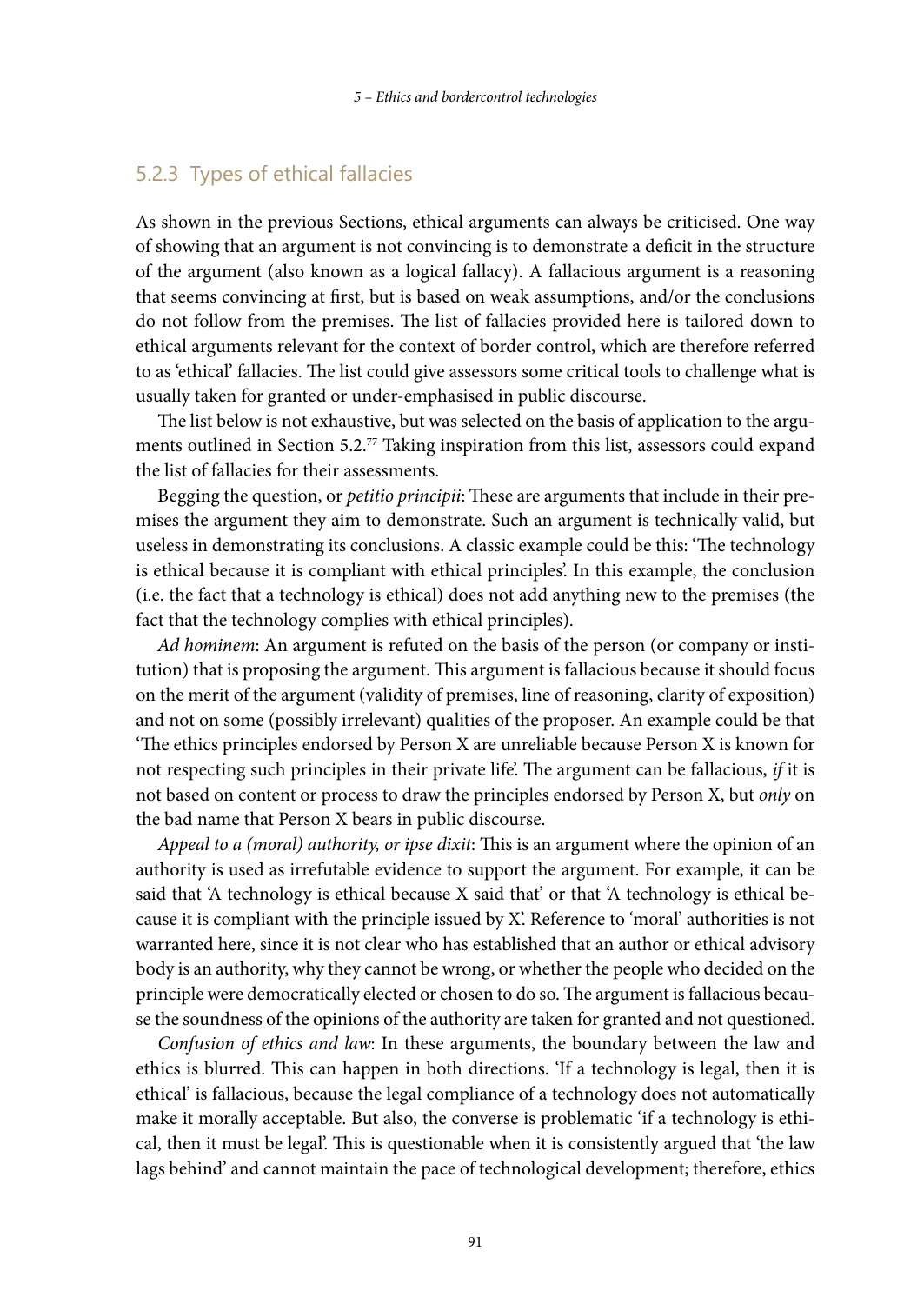### 5.2.3 Types of ethical fallacies

As shown in the previous Sections, ethical arguments can always be criticised. One way of showing that an argument is not convincing is to demonstrate a deficit in the structure of the argument (also known as a logical fallacy). A fallacious argument is a reasoning that seems convincing at first, but is based on weak assumptions, and/or the conclusions do not follow from the premises. The list of fallacies provided here is tailored down to ethical arguments relevant for the context of border control, which are therefore referred to as 'ethical' fallacies. The list could give assessors some critical tools to challenge what is usually taken for granted or under-emphasised in public discourse.

The list below is not exhaustive, but was selected on the basis of application to the arguments outlined in Section 5.2.[77] Taking inspiration from this list, assessors could expand the list of fallacies for their assessments.

Begging the question, or *petitio principii*: These are arguments that include in their premises the argument they aim to demonstrate. Such an argument is technically valid, but useless in demonstrating its conclusions. A classic example could be this: 'The technology is ethical because it is compliant with ethical principles'. In this example, the conclusion (i.e. the fact that a technology is ethical) does not add anything new to the premises (the fact that the technology complies with ethical principles).

*Ad hominem*: An argument is refuted on the basis of the person (or company or institution) that is proposing the argument. This argument is fallacious because it should focus on the merit of the argument (validity of premises, line of reasoning, clarity of exposition) and not on some (possibly irrelevant) qualities of the proposer. An example could be that 'The ethics principles endorsed by Person X are unreliable because Person X is known for not respecting such principles in their private life'. The argument can be fallacious, *if* it is not based on content or process to draw the principles endorsed by Person X, but *only* on the bad name that Person X bears in public discourse.

*Appeal to a (moral) authority, or ipse dixit*: This is an argument where the opinion of an authority is used as irrefutable evidence to support the argument. For example, it can be said that 'A technology is ethical because X said that' or that 'A technology is ethical because it is compliant with the principle issued by X'. Reference to 'moral' authorities is not warranted here, since it is not clear who has established that an author or ethical advisory body is an authority, why they cannot be wrong, or whether the people who decided on the principle were democratically elected or chosen to do so. The argument is fallacious because the soundness of the opinions of the authority are taken for granted and not questioned.

*Confusion of ethics and law*: In these arguments, the boundary between the law and ethics is blurred. This can happen in both directions. 'If a technology is legal, then it is ethical' is fallacious, because the legal compliance of a technology does not automatically make it morally acceptable. But also, the converse is problematic 'if a technology is ethical, then it must be legal'. This is questionable when it is consistently argued that 'the law lags behind' and cannot maintain the pace of technological development; therefore, ethics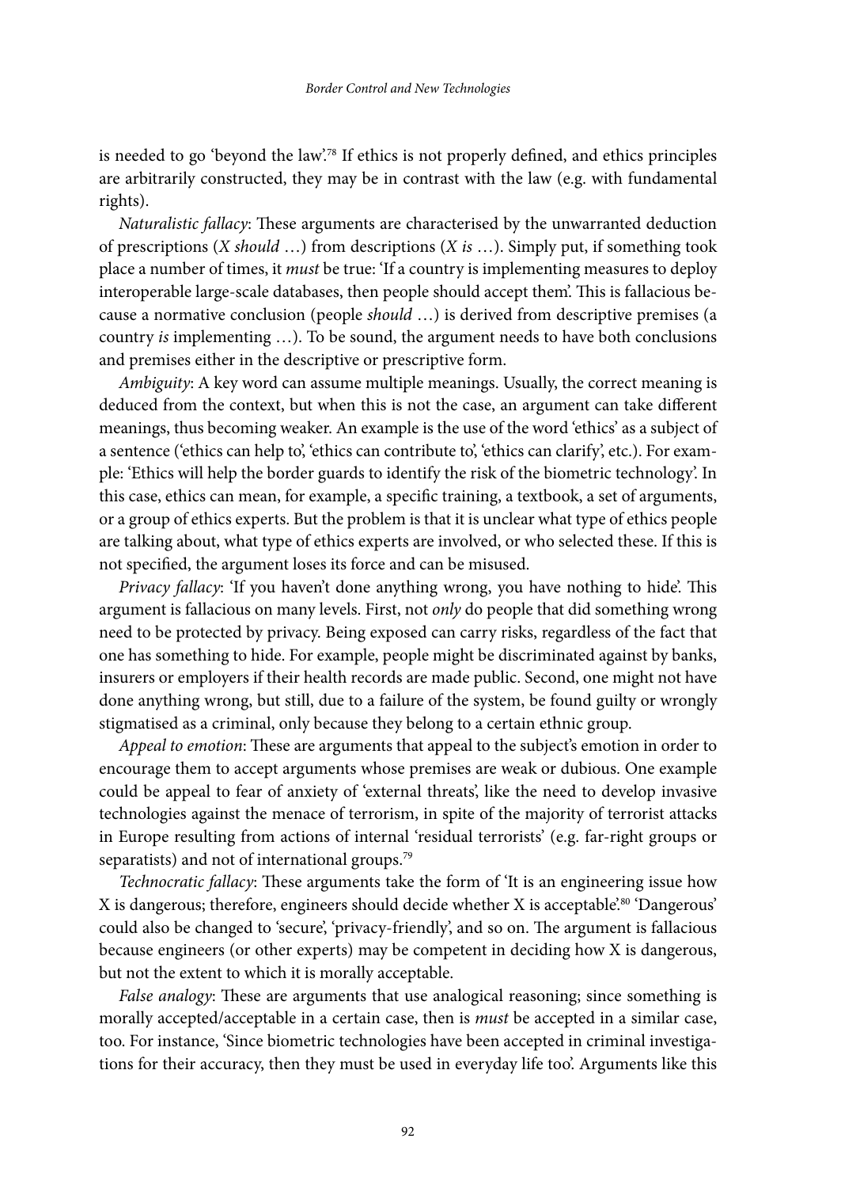is needed to go 'beyond the law'.[78] If ethics is not properly defined, and ethics principles are arbitrarily constructed, they may be in contrast with the law (e.g. with fundamental rights).

*Naturalistic fallacy*: These arguments are characterised by the unwarranted deduction of prescriptions (*X should* …) from descriptions (*X is* …). Simply put, if something took place a number of times, it *must* be true: 'If a country is implementing measures to deploy interoperable large-scale databases, then people should accept them'. This is fallacious because a normative conclusion (people *should* …) is derived from descriptive premises (a country *is* implementing …). To be sound, the argument needs to have both conclusions and premises either in the descriptive or prescriptive form.

*Ambiguity*: A key word can assume multiple meanings. Usually, the correct meaning is deduced from the context, but when this is not the case, an argument can take different meanings, thus becoming weaker. An example is the use of the word 'ethics' as a subject of a sentence ('ethics can help to', 'ethics can contribute to', 'ethics can clarify', etc.). For example: 'Ethics will help the border guards to identify the risk of the biometric technology'. In this case, ethics can mean, for example, a specific training, a textbook, a set of arguments, or a group of ethics experts. But the problem is that it is unclear what type of ethics people are talking about, what type of ethics experts are involved, or who selected these. If this is not specified, the argument loses its force and can be misused.

*Privacy fallacy*: 'If you haven't done anything wrong, you have nothing to hide'. This argument is fallacious on many levels. First, not *only* do people that did something wrong need to be protected by privacy. Being exposed can carry risks, regardless of the fact that one has something to hide. For example, people might be discriminated against by banks, insurers or employers if their health records are made public. Second, one might not have done anything wrong, but still, due to a failure of the system, be found guilty or wrongly stigmatised as a criminal, only because they belong to a certain ethnic group.

*Appeal to emotion*: These are arguments that appeal to the subject's emotion in order to encourage them to accept arguments whose premises are weak or dubious. One example could be appeal to fear of anxiety of 'external threats', like the need to develop invasive technologies against the menace of terrorism, in spite of the majority of terrorist attacks in Europe resulting from actions of internal 'residual terrorists' (e.g. far-right groups or separatists) and not of international groups.[79]

*Technocratic fallacy*: These arguments take the form of 'It is an engineering issue how X is dangerous; therefore, engineers should decide whether X is acceptable'.[80] 'Dangerous' could also be changed to 'secure', 'privacy-friendly', and so on. The argument is fallacious because engineers (or other experts) may be competent in deciding how X is dangerous, but not the extent to which it is morally acceptable.

*False analogy*: These are arguments that use analogical reasoning; since something is morally accepted/acceptable in a certain case, then is *must* be accepted in a similar case, too. For instance, 'Since biometric technologies have been accepted in criminal investigations for their accuracy, then they must be used in everyday life too'. Arguments like this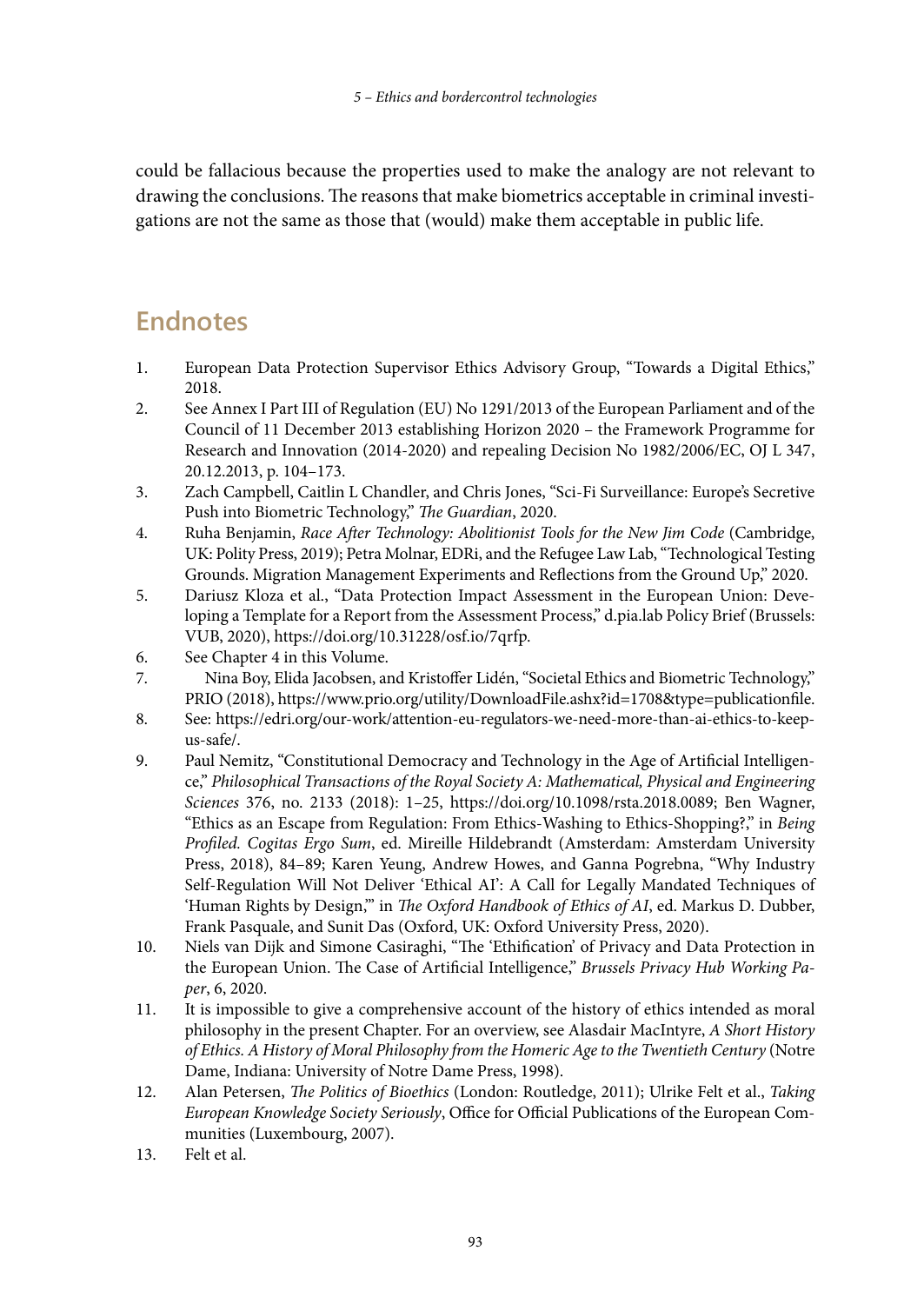could be fallacious because the properties used to make the analogy are not relevant to drawing the conclusions. The reasons that make biometrics acceptable in criminal investigations are not the same as those that (would) make them acceptable in public life.

## Endnotes

1. European Data Protection Supervisor Ethics Advisory Group, "Towards a Digital Ethics," 2018.
2. See Annex I Part III of Regulation (EU) No 1291/2013 of the European Parliament and of the Council of 11 December 2013 establishing Horizon 2020 – the Framework Programme for Research and Innovation (2014-2020) and repealing Decision No 1982/2006/EC, OJ L 347, 20.12.2013, p. 104–173.
3. Zach Campbell, Caitlin L Chandler, and Chris Jones, "Sci-Fi Surveillance: Europe's Secretive Push into Biometric Technology," *The Guardian*, 2020.
4. Ruha Benjamin, *Race After Technology: Abolitionist Tools for the New Jim Code* (Cambridge, UK: Polity Press, 2019); Petra Molnar, EDRi, and the Refugee Law Lab, "Technological Testing Grounds. Migration Management Experiments and Reflections from the Ground Up," 2020.
5. Dariusz Kloza et al., "Data Protection Impact Assessment in the European Union: Developing a Template for a Report from the Assessment Process," d.pia.lab Policy Brief (Brussels: VUB, 2020), https://doi.org/10.31228/osf.io/7qrfp.
6. See Chapter 4 in this Volume.
7. Nina Boy, Elida Jacobsen, and Kristoffer Lidén, "Societal Ethics and Biometric Technology," PRIO (2018), https://www.prio.org/utility/DownloadFile.ashx?id=1708&type=publicationfile.
8. See: https://edri.org/our-work/attention-eu-regulators-we-need-more-than-ai-ethics-to-keep-us-safe/.
9. Paul Nemitz, "Constitutional Democracy and Technology in the Age of Artificial Intelligence," *Philosophical Transactions of the Royal Society A: Mathematical, Physical and Engineering Sciences* 376, no. 2133 (2018): 1–25, https://doi.org/10.1098/rsta.2018.0089; Ben Wagner, "Ethics as an Escape from Regulation: From Ethics-Washing to Ethics-Shopping?," in *Being Profiled. Cogitas Ergo Sum*, ed. Mireille Hildebrandt (Amsterdam: Amsterdam University Press, 2018), 84–89; Karen Yeung, Andrew Howes, and Ganna Pogrebna, "Why Industry Self-Regulation Will Not Deliver 'Ethical AI': A Call for Legally Mandated Techniques of 'Human Rights by Design,'" in *The Oxford Handbook of Ethics of AI*, ed. Markus D. Dubber, Frank Pasquale, and Sunit Das (Oxford, UK: Oxford University Press, 2020).
10. Niels van Dijk and Simone Casiraghi, "The 'Ethification' of Privacy and Data Protection in the European Union. The Case of Artificial Intelligence," *Brussels Privacy Hub Working Paper*, 6, 2020.
11. It is impossible to give a comprehensive account of the history of ethics intended as moral philosophy in the present Chapter. For an overview, see Alasdair MacIntyre, *A Short History of Ethics. A History of Moral Philosophy from the Homeric Age to the Twentieth Century* (Notre Dame, Indiana: University of Notre Dame Press, 1998).
12. Alan Petersen, *The Politics of Bioethics* (London: Routledge, 2011); Ulrike Felt et al., *Taking European Knowledge Society Seriously*, Office for Official Publications of the European Communities (Luxembourg, 2007).
13. Felt et al.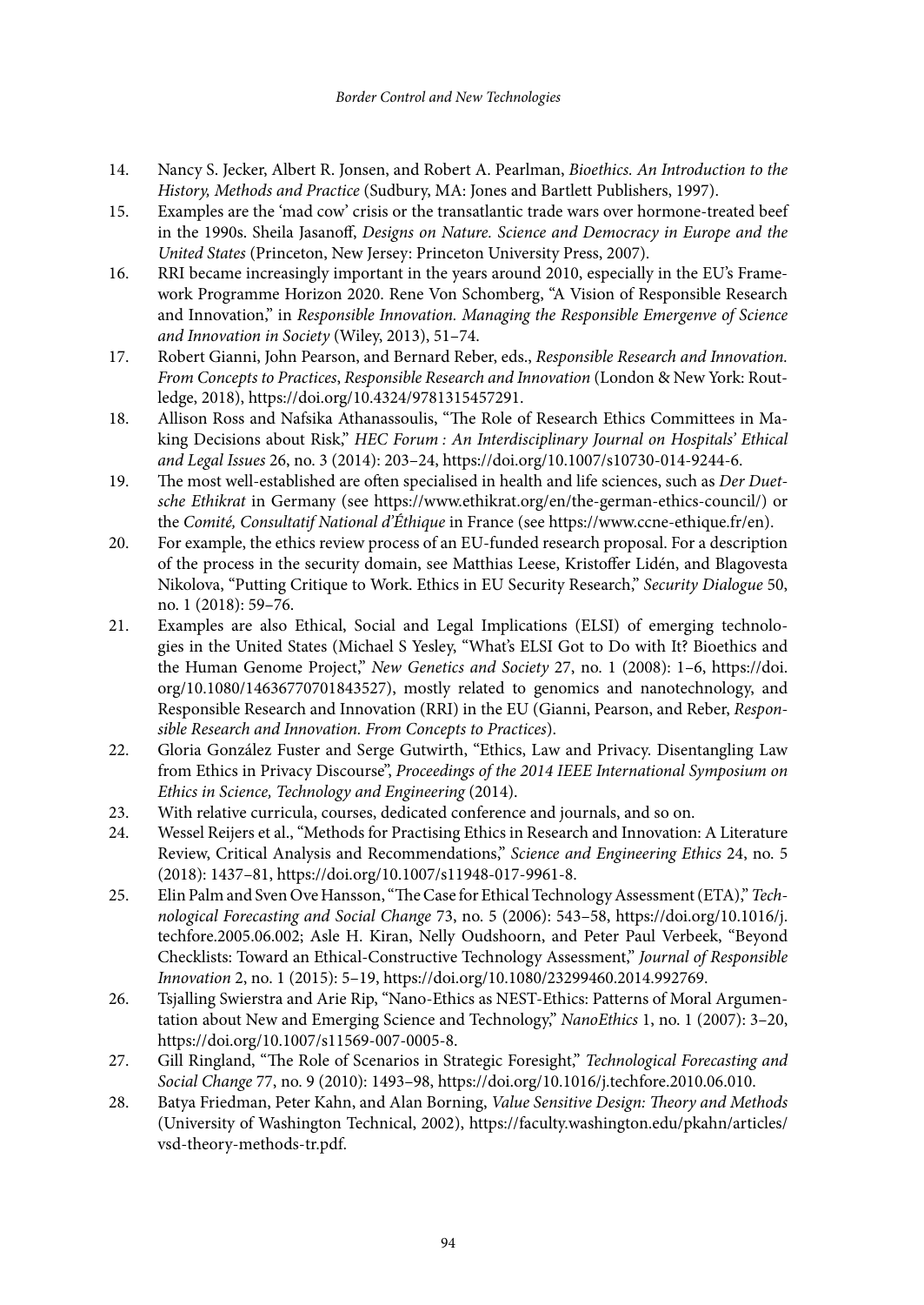14. Nancy S. Jecker, Albert R. Jonsen, and Robert A. Pearlman, *Bioethics. An Introduction to the History, Methods and Practice* (Sudbury, MA: Jones and Bartlett Publishers, 1997).
15. Examples are the 'mad cow' crisis or the transatlantic trade wars over hormone-treated beef in the 1990s. Sheila Jasanoff, *Designs on Nature. Science and Democracy in Europe and the United States* (Princeton, New Jersey: Princeton University Press, 2007).
16. RRI became increasingly important in the years around 2010, especially in the EU's Framework Programme Horizon 2020. Rene Von Schomberg, "A Vision of Responsible Research and Innovation," in *Responsible Innovation. Managing the Responsible Emergenve of Science and Innovation in Society* (Wiley, 2013), 51–74.
17. Robert Gianni, John Pearson, and Bernard Reber, eds., *Responsible Research and Innovation. From Concepts to Practices*, *Responsible Research and Innovation* (London & New York: Routledge, 2018), https://doi.org/10.4324/9781315457291.
18. Allison Ross and Nafsika Athanassoulis, "The Role of Research Ethics Committees in Making Decisions about Risk," *HEC Forum : An Interdisciplinary Journal on Hospitals' Ethical and Legal Issues* 26, no. 3 (2014): 203–24, https://doi.org/10.1007/s10730-014-9244-6.
19. The most well-established are often specialised in health and life sciences, such as *Der Duetsche Ethikrat* in Germany (see https://www.ethikrat.org/en/the-german-ethics-council/) or the *Comité, Consultatif National d'Éthique* in France (see https://www.ccne-ethique.fr/en).
20. For example, the ethics review process of an EU-funded research proposal. For a description of the process in the security domain, see Matthias Leese, Kristoffer Lidén, and Blagovesta Nikolova, "Putting Critique to Work. Ethics in EU Security Research," *Security Dialogue* 50, no. 1 (2018): 59–76.
21. Examples are also Ethical, Social and Legal Implications (ELSI) of emerging technologies in the United States (Michael S Yesley, "What's ELSI Got to Do with It? Bioethics and the Human Genome Project," *New Genetics and Society* 27, no. 1 (2008): 1–6, https://doi.org/10.1080/14636770701843527), mostly related to genomics and nanotechnology, and Responsible Research and Innovation (RRI) in the EU (Gianni, Pearson, and Reber, *Responsible Research and Innovation. From Concepts to Practices*).
22. Gloria González Fuster and Serge Gutwirth, "Ethics, Law and Privacy. Disentangling Law from Ethics in Privacy Discourse", *Proceedings of the 2014 IEEE International Symposium on Ethics in Science, Technology and Engineering* (2014).
23. With relative curricula, courses, dedicated conference and journals, and so on.
24. Wessel Reijers et al., "Methods for Practising Ethics in Research and Innovation: A Literature Review, Critical Analysis and Recommendations," *Science and Engineering Ethics* 24, no. 5 (2018): 1437–81, https://doi.org/10.1007/s11948-017-9961-8.
25. Elin Palm and Sven Ove Hansson, "The Case for Ethical Technology Assessment (ETA)," *Technological Forecasting and Social Change* 73, no. 5 (2006): 543–58, https://doi.org/10.1016/j.techfore.2005.06.002; Asle H. Kiran, Nelly Oudshoorn, and Peter Paul Verbeek, "Beyond Checklists: Toward an Ethical-Constructive Technology Assessment," *Journal of Responsible Innovation* 2, no. 1 (2015): 5–19, https://doi.org/10.1080/23299460.2014.992769.
26. Tsjalling Swierstra and Arie Rip, "Nano-Ethics as NEST-Ethics: Patterns of Moral Argumentation about New and Emerging Science and Technology," *NanoEthics* 1, no. 1 (2007): 3–20, https://doi.org/10.1007/s11569-007-0005-8.
27. Gill Ringland, "The Role of Scenarios in Strategic Foresight," *Technological Forecasting and Social Change* 77, no. 9 (2010): 1493–98, https://doi.org/10.1016/j.techfore.2010.06.010.
28. Batya Friedman, Peter Kahn, and Alan Borning, *Value Sensitive Design: Theory and Methods* (University of Washington Technical, 2002), https://faculty.washington.edu/pkahn/articles/vsd-theory-methods-tr.pdf.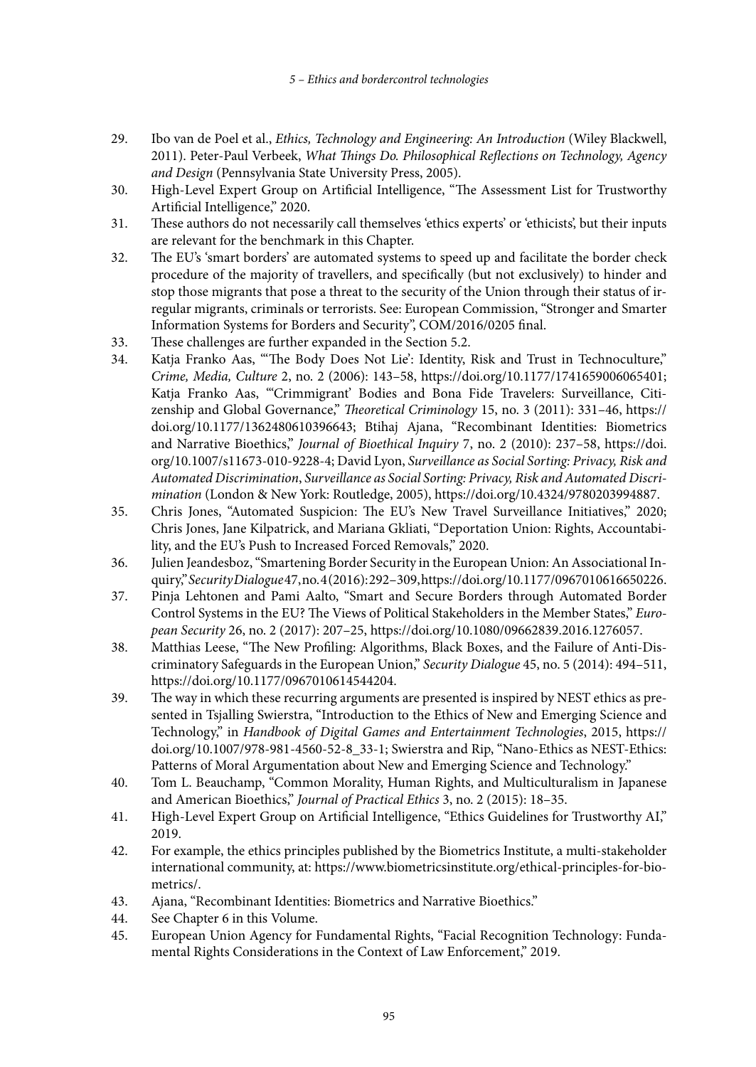29. Ibo van de Poel et al., *Ethics, Technology and Engineering: An Introduction* (Wiley Blackwell, 2011). Peter-Paul Verbeek, *What Things Do. Philosophical Reflections on Technology, Agency and Design* (Pennsylvania State University Press, 2005).
30. High-Level Expert Group on Artificial Intelligence, "The Assessment List for Trustworthy Artificial Intelligence," 2020.
31. These authors do not necessarily call themselves 'ethics experts' or 'ethicists', but their inputs are relevant for the benchmark in this Chapter.
32. The EU's 'smart borders' are automated systems to speed up and facilitate the border check procedure of the majority of travellers, and specifically (but not exclusively) to hinder and stop those migrants that pose a threat to the security of the Union through their status of irregular migrants, criminals or terrorists. See: European Commission, "Stronger and Smarter Information Systems for Borders and Security", COM/2016/0205 final.
33. These challenges are further expanded in the Section 5.2.
34. Katja Franko Aas, "'The Body Does Not Lie': Identity, Risk and Trust in Technoculture," *Crime, Media, Culture* 2, no. 2 (2006): 143–58, https://doi.org/10.1177/1741659006065401; Katja Franko Aas, "'Crimmigrant' Bodies and Bona Fide Travelers: Surveillance, Citizenship and Global Governance," *Theoretical Criminology* 15, no. 3 (2011): 331–46, https://doi.org/10.1177/1362480610396643; Btihaj Ajana, "Recombinant Identities: Biometrics and Narrative Bioethics," *Journal of Bioethical Inquiry* 7, no. 2 (2010): 237–58, https://doi.org/10.1007/s11673-010-9228-4; David Lyon, *Surveillance as Social Sorting: Privacy, Risk and Automated Discrimination*, *Surveillance as Social Sorting: Privacy, Risk and Automated Discrimination* (London & New York: Routledge, 2005), https://doi.org/10.4324/9780203994887.
35. Chris Jones, "Automated Suspicion: The EU's New Travel Surveillance Initiatives," 2020; Chris Jones, Jane Kilpatrick, and Mariana Gkliati, "Deportation Union: Rights, Accountability, and the EU's Push to Increased Forced Removals," 2020.
36. Julien Jeandesboz, "Smartening Border Security in the European Union: An Associational Inquiry," *Security Dialogue* 47, no. 4 (2016): 292–309, https://doi.org/10.1177/0967010616650226.
37. Pinja Lehtonen and Pami Aalto, "Smart and Secure Borders through Automated Border Control Systems in the EU? The Views of Political Stakeholders in the Member States," *European Security* 26, no. 2 (2017): 207–25, https://doi.org/10.1080/09662839.2016.1276057.
38. Matthias Leese, "The New Profiling: Algorithms, Black Boxes, and the Failure of Anti-Discriminatory Safeguards in the European Union," *Security Dialogue* 45, no. 5 (2014): 494–511, https://doi.org/10.1177/0967010614544204.
39. The way in which these recurring arguments are presented is inspired by NEST ethics as presented in Tsjalling Swierstra, "Introduction to the Ethics of New and Emerging Science and Technology," in *Handbook of Digital Games and Entertainment Technologies*, 2015, https://doi.org/10.1007/978-981-4560-52-8_33-1; Swierstra and Rip, "Nano-Ethics as NEST-Ethics: Patterns of Moral Argumentation about New and Emerging Science and Technology."
40. Tom L. Beauchamp, "Common Morality, Human Rights, and Multiculturalism in Japanese and American Bioethics," *Journal of Practical Ethics* 3, no. 2 (2015): 18–35.
41. High-Level Expert Group on Artificial Intelligence, "Ethics Guidelines for Trustworthy AI," 2019.
42. For example, the ethics principles published by the Biometrics Institute, a multi-stakeholder international community, at: https://www.biometricsinstitute.org/ethical-principles-for-biometrics/.
43. Ajana, "Recombinant Identities: Biometrics and Narrative Bioethics."
44. See Chapter 6 in this Volume.
45. European Union Agency for Fundamental Rights, "Facial Recognition Technology: Fundamental Rights Considerations in the Context of Law Enforcement," 2019.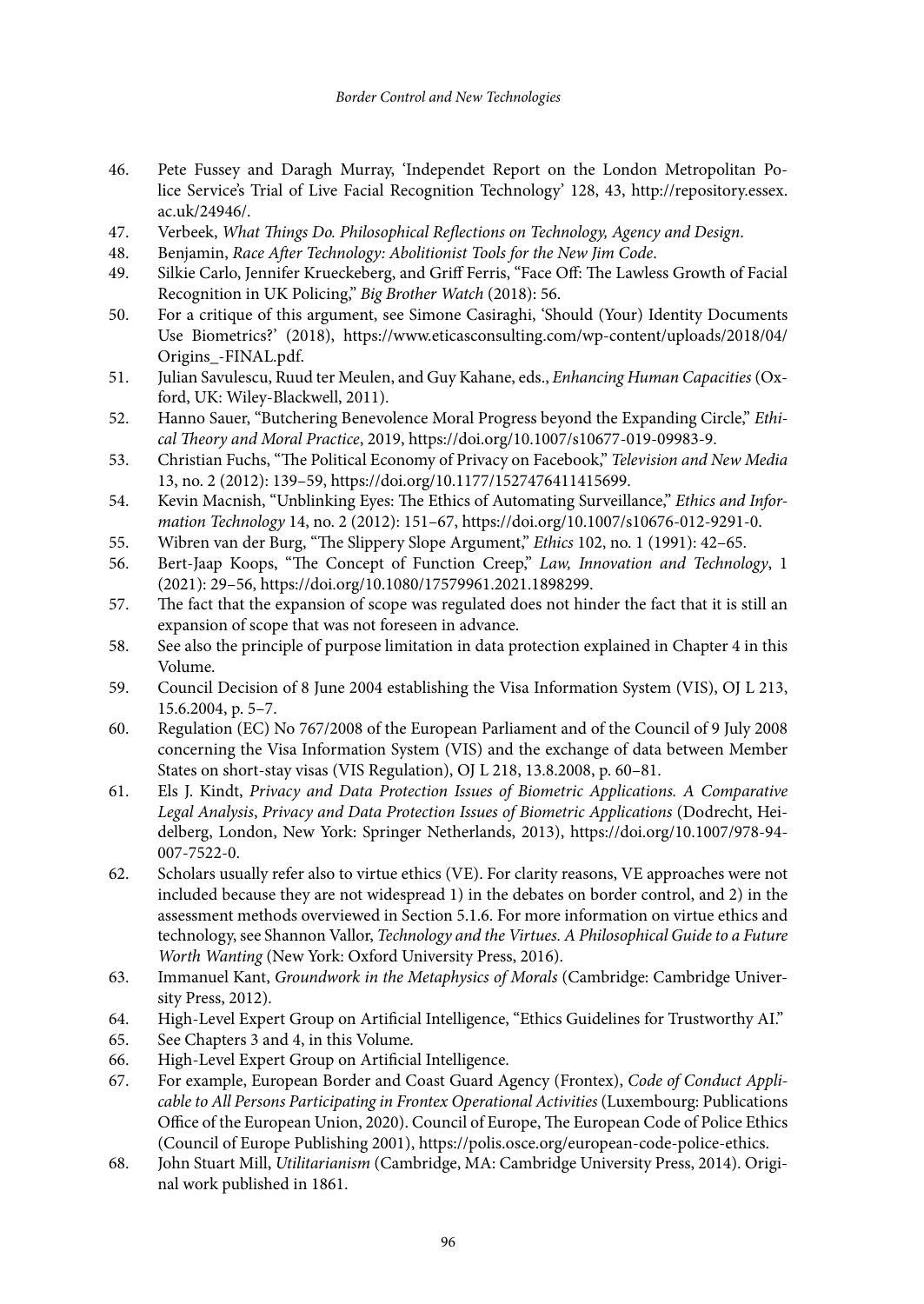46. Pete Fussey and Daragh Murray, 'Independet Report on the London Metropolitan Police Service's Trial of Live Facial Recognition Technology' 128, 43, http://repository.essex.ac.uk/24946/.
47. Verbeek, *What Things Do. Philosophical Reflections on Technology, Agency and Design*.
48. Benjamin, *Race After Technology: Abolitionist Tools for the New Jim Code*.
49. Silkie Carlo, Jennifer Krueckeberg, and Griff Ferris, "Face Off: The Lawless Growth of Facial Recognition in UK Policing," *Big Brother Watch* (2018): 56.
50. For a critique of this argument, see Simone Casiraghi, 'Should (Your) Identity Documents Use Biometrics?' (2018), https://www.eticasconsulting.com/wp-content/uploads/2018/04/Origins_-FINAL.pdf.
51. Julian Savulescu, Ruud ter Meulen, and Guy Kahane, eds., *Enhancing Human Capacities* (Oxford, UK: Wiley-Blackwell, 2011).
52. Hanno Sauer, "Butchering Benevolence Moral Progress beyond the Expanding Circle," *Ethical Theory and Moral Practice*, 2019, https://doi.org/10.1007/s10677-019-09983-9.
53. Christian Fuchs, "The Political Economy of Privacy on Facebook," *Television and New Media* 13, no. 2 (2012): 139–59, https://doi.org/10.1177/1527476411415699.
54. Kevin Macnish, "Unblinking Eyes: The Ethics of Automating Surveillance," *Ethics and Information Technology* 14, no. 2 (2012): 151–67, https://doi.org/10.1007/s10676-012-9291-0.
55. Wibren van der Burg, "The Slippery Slope Argument," *Ethics* 102, no. 1 (1991): 42–65.
56. Bert-Jaap Koops, "The Concept of Function Creep," *Law, Innovation and Technology*, 1 (2021): 29–56, https://doi.org/10.1080/17579961.2021.1898299.
57. The fact that the expansion of scope was regulated does not hinder the fact that it is still an expansion of scope that was not foreseen in advance.
58. See also the principle of purpose limitation in data protection explained in Chapter 4 in this Volume.
59. Council Decision of 8 June 2004 establishing the Visa Information System (VIS), OJ L 213, 15.6.2004, p. 5–7.
60. Regulation (EC) No 767/2008 of the European Parliament and of the Council of 9 July 2008 concerning the Visa Information System (VIS) and the exchange of data between Member States on short-stay visas (VIS Regulation), OJ L 218, 13.8.2008, p. 60–81.
61. Els J. Kindt, *Privacy and Data Protection Issues of Biometric Applications. A Comparative Legal Analysis*, *Privacy and Data Protection Issues of Biometric Applications* (Dodrecht, Heidelberg, London, New York: Springer Netherlands, 2013), https://doi.org/10.1007/978-94-007-7522-0.
62. Scholars usually refer also to virtue ethics (VE). For clarity reasons, VE approaches were not included because they are not widespread 1) in the debates on border control, and 2) in the assessment methods overviewed in Section 5.1.6. For more information on virtue ethics and technology, see Shannon Vallor, *Technology and the Virtues. A Philosophical Guide to a Future Worth Wanting* (New York: Oxford University Press, 2016).
63. Immanuel Kant, *Groundwork in the Metaphysics of Morals* (Cambridge: Cambridge University Press, 2012).
64. High-Level Expert Group on Artificial Intelligence, "Ethics Guidelines for Trustworthy AI."
65. See Chapters 3 and 4, in this Volume.
66. High-Level Expert Group on Artificial Intelligence.
67. For example, European Border and Coast Guard Agency (Frontex), *Code of Conduct Applicable to All Persons Participating in Frontex Operational Activities* (Luxembourg: Publications Office of the European Union, 2020). Council of Europe, The European Code of Police Ethics (Council of Europe Publishing 2001), https://polis.osce.org/european-code-police-ethics.
68. John Stuart Mill, *Utilitarianism* (Cambridge, MA: Cambridge University Press, 2014). Original work published in 1861.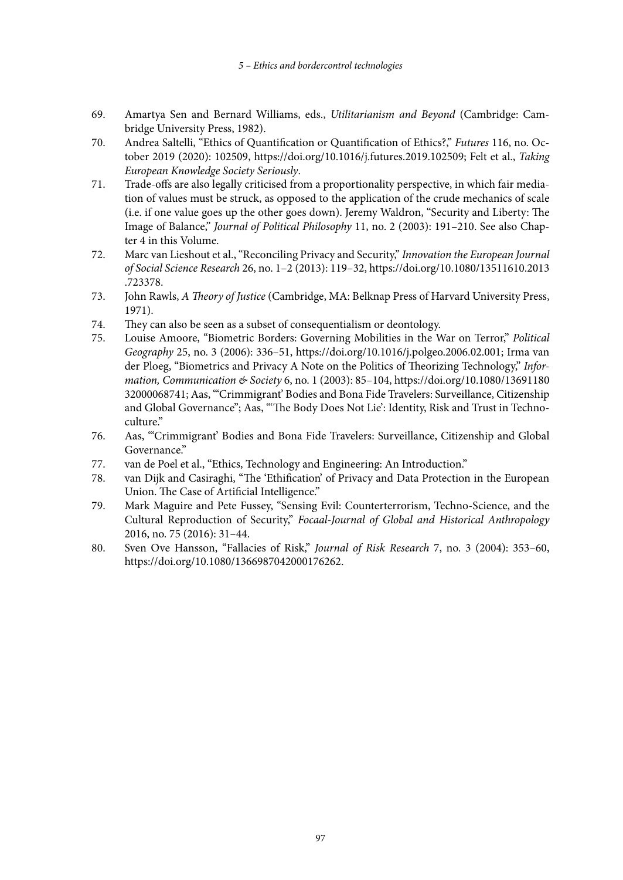69. Amartya Sen and Bernard Williams, eds., *Utilitarianism and Beyond* (Cambridge: Cambridge University Press, 1982).
70. Andrea Saltelli, "Ethics of Quantification or Quantification of Ethics?," *Futures* 116, no. October 2019 (2020): 102509, https://doi.org/10.1016/j.futures.2019.102509; Felt et al., *Taking European Knowledge Society Seriously*.
71. Trade-offs are also legally criticised from a proportionality perspective, in which fair mediation of values must be struck, as opposed to the application of the crude mechanics of scale (i.e. if one value goes up the other goes down). Jeremy Waldron, "Security and Liberty: The Image of Balance," *Journal of Political Philosophy* 11, no. 2 (2003): 191–210. See also Chapter 4 in this Volume.
72. Marc van Lieshout et al., "Reconciling Privacy and Security," *Innovation the European Journal of Social Science Research* 26, no. 1–2 (2013): 119–32, https://doi.org/10.1080/13511610.2013.723378.
73. John Rawls, *A Theory of Justice* (Cambridge, MA: Belknap Press of Harvard University Press, 1971).
74. They can also be seen as a subset of consequentialism or deontology.
75. Louise Amoore, "Biometric Borders: Governing Mobilities in the War on Terror," *Political Geography* 25, no. 3 (2006): 336–51, https://doi.org/10.1016/j.polgeo.2006.02.001; Irma van der Ploeg, "Biometrics and Privacy A Note on the Politics of Theorizing Technology," *Information, Communication & Society* 6, no. 1 (2003): 85–104, https://doi.org/10.1080/1369118032000068741; Aas, "'Crimmigrant' Bodies and Bona Fide Travelers: Surveillance, Citizenship and Global Governance"; Aas, "'The Body Does Not Lie': Identity, Risk and Trust in Technoculture."
76. Aas, "'Crimmigrant' Bodies and Bona Fide Travelers: Surveillance, Citizenship and Global Governance."
77. van de Poel et al., "Ethics, Technology and Engineering: An Introduction."
78. van Dijk and Casiraghi, "The 'Ethification' of Privacy and Data Protection in the European Union. The Case of Artificial Intelligence."
79. Mark Maguire and Pete Fussey, "Sensing Evil: Counterterrorism, Techno-Science, and the Cultural Reproduction of Security," *Focaal-Journal of Global and Historical Anthropology* 2016, no. 75 (2016): 31–44.
80. Sven Ove Hansson, "Fallacies of Risk," *Journal of Risk Research* 7, no. 3 (2004): 353–60, https://doi.org/10.1080/1366987042000176262.